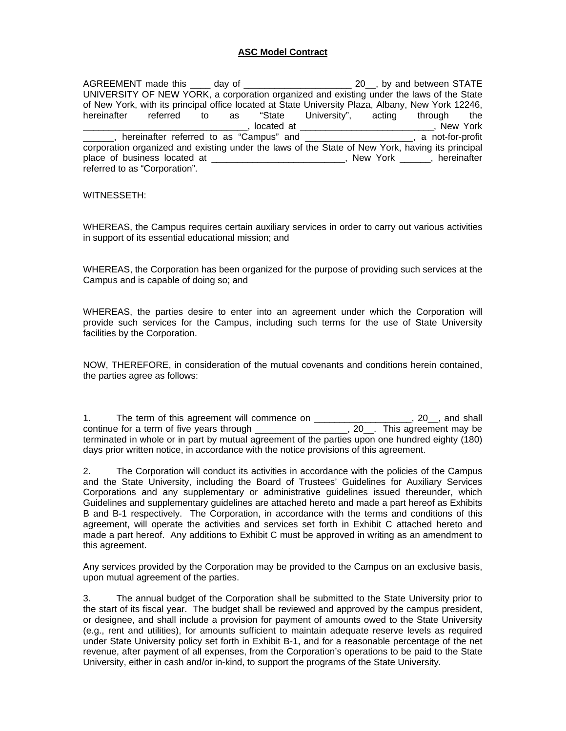# ASC Model Contract

AGREEMENT made this ____ day of _____________________ 20__, by and between STATE UNIVERSITY OF NEW YORK, a corporation organized and existing under the laws of the State of New York, with its principal office located at State University Plaza, Albany, New York 12246, hereinafter referred to as "State University", acting through the ________________________________, located at __________________________, New York ______, hereinafter referred to as "Campus" and _____________________, a not-for-profit corporation organized and existing under the laws of the State of New York, having its principal place of business located at __________________________, New York ______, hereinafter referred to as "Corporation".

WITNESSETH:

WHEREAS, the Campus requires certain auxiliary services in order to carry out various activities in support of its essential educational mission; and

WHEREAS, the Corporation has been organized for the purpose of providing such services at the Campus and is capable of doing so; and

WHEREAS, the parties desire to enter into an agreement under which the Corporation will provide such services for the Campus, including such terms for the use of State University facilities by the Corporation.

NOW, THEREFORE, in consideration of the mutual covenants and conditions herein contained, the parties agree as follows:

1. The term of this agreement will commence on ___________________, 20__, and shall continue for a term of five years through __________________, 20__. This agreement may be terminated in whole or in part by mutual agreement of the parties upon one hundred eighty (180) days prior written notice, in accordance with the notice provisions of this agreement.

2. The Corporation will conduct its activities in accordance with the policies of the Campus and the State University, including the Board of Trustees' Guidelines for Auxiliary Services Corporations and any supplementary or administrative guidelines issued thereunder, which Guidelines and supplementary guidelines are attached hereto and made a part hereof as Exhibits B and B-1 respectively. The Corporation, in accordance with the terms and conditions of this agreement, will operate the activities and services set forth in Exhibit C attached hereto and made a part hereof. Any additions to Exhibit C must be approved in writing as an amendment to this agreement.

Any services provided by the Corporation may be provided to the Campus on an exclusive basis, upon mutual agreement of the parties.

3. The annual budget of the Corporation shall be submitted to the State University prior to the start of its fiscal year. The budget shall be reviewed and approved by the campus president, or designee, and shall include a provision for payment of amounts owed to the State University (e.g., rent and utilities), for amounts sufficient to maintain adequate reserve levels as required under State University policy set forth in Exhibit B-1, and for a reasonable percentage of the net revenue, after payment of all expenses, from the Corporation's operations to be paid to the State University, either in cash and/or in-kind, to support the programs of the State University.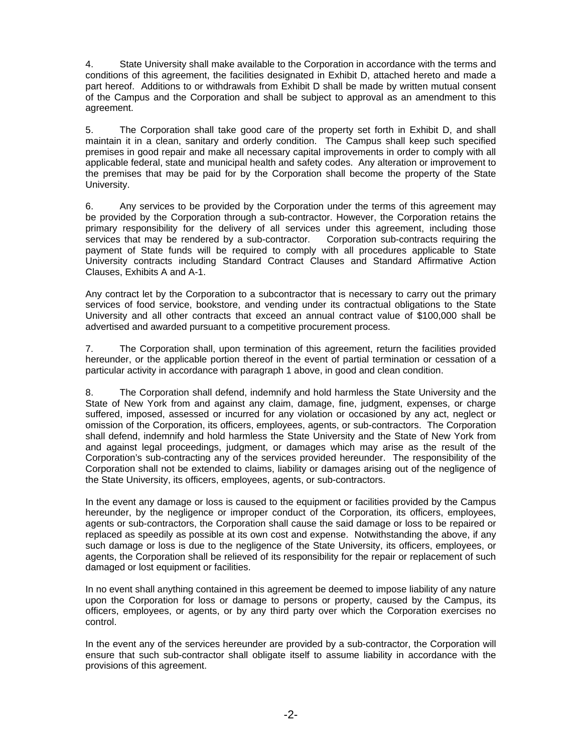4. State University shall make available to the Corporation in accordance with the terms and conditions of this agreement, the facilities designated in Exhibit D, attached hereto and made a part hereof. Additions to or withdrawals from Exhibit D shall be made by written mutual consent of the Campus and the Corporation and shall be subject to approval as an amendment to this agreement.

5. The Corporation shall take good care of the property set forth in Exhibit D, and shall maintain it in a clean, sanitary and orderly condition. The Campus shall keep such specified premises in good repair and make all necessary capital improvements in order to comply with all applicable federal, state and municipal health and safety codes. Any alteration or improvement to the premises that may be paid for by the Corporation shall become the property of the State University.

6. Any services to be provided by the Corporation under the terms of this agreement may be provided by the Corporation through a sub-contractor. However, the Corporation retains the primary responsibility for the delivery of all services under this agreement, including those services that may be rendered by a sub-contractor. Corporation sub-contracts requiring the payment of State funds will be required to comply with all procedures applicable to State University contracts including Standard Contract Clauses and Standard Affirmative Action Clauses, Exhibits A and A-1.

Any contract let by the Corporation to a subcontractor that is necessary to carry out the primary services of food service, bookstore, and vending under its contractual obligations to the State University and all other contracts that exceed an annual contract value of $100,000 shall be advertised and awarded pursuant to a competitive procurement process.

7. The Corporation shall, upon termination of this agreement, return the facilities provided hereunder, or the applicable portion thereof in the event of partial termination or cessation of a particular activity in accordance with paragraph 1 above, in good and clean condition.

8. The Corporation shall defend, indemnify and hold harmless the State University and the State of New York from and against any claim, damage, fine, judgment, expenses, or charge suffered, imposed, assessed or incurred for any violation or occasioned by any act, neglect or omission of the Corporation, its officers, employees, agents, or sub-contractors. The Corporation shall defend, indemnify and hold harmless the State University and the State of New York from and against legal proceedings, judgment, or damages which may arise as the result of the Corporation's sub-contracting any of the services provided hereunder. The responsibility of the Corporation shall not be extended to claims, liability or damages arising out of the negligence of the State University, its officers, employees, agents, or sub-contractors.

In the event any damage or loss is caused to the equipment or facilities provided by the Campus hereunder, by the negligence or improper conduct of the Corporation, its officers, employees, agents or sub-contractors, the Corporation shall cause the said damage or loss to be repaired or replaced as speedily as possible at its own cost and expense. Notwithstanding the above, if any such damage or loss is due to the negligence of the State University, its officers, employees, or agents, the Corporation shall be relieved of its responsibility for the repair or replacement of such damaged or lost equipment or facilities.

In no event shall anything contained in this agreement be deemed to impose liability of any nature upon the Corporation for loss or damage to persons or property, caused by the Campus, its officers, employees, or agents, or by any third party over which the Corporation exercises no control.

In the event any of the services hereunder are provided by a sub-contractor, the Corporation will ensure that such sub-contractor shall obligate itself to assume liability in accordance with the provisions of this agreement.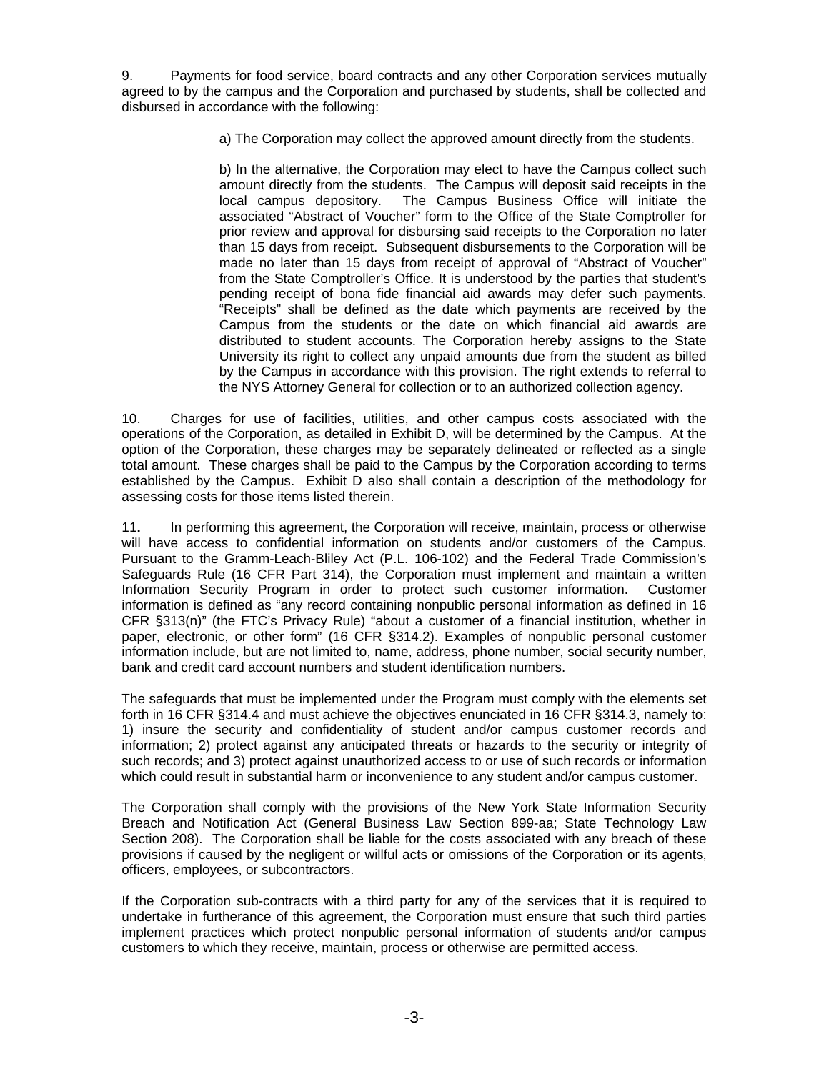9. Payments for food service, board contracts and any other Corporation services mutually agreed to by the campus and the Corporation and purchased by students, shall be collected and disbursed in accordance with the following:

> a) The Corporation may collect the approved amount directly from the students.
>
> b) In the alternative, the Corporation may elect to have the Campus collect such amount directly from the students. The Campus will deposit said receipts in the local campus depository. The Campus Business Office will initiate the associated "Abstract of Voucher" form to the Office of the State Comptroller for prior review and approval for disbursing said receipts to the Corporation no later than 15 days from receipt. Subsequent disbursements to the Corporation will be made no later than 15 days from receipt of approval of "Abstract of Voucher" from the State Comptroller's Office. It is understood by the parties that student's pending receipt of bona fide financial aid awards may defer such payments. "Receipts" shall be defined as the date which payments are received by the Campus from the students or the date on which financial aid awards are distributed to student accounts. The Corporation hereby assigns to the State University its right to collect any unpaid amounts due from the student as billed by the Campus in accordance with this provision. The right extends to referral to the NYS Attorney General for collection or to an authorized collection agency.

10. Charges for use of facilities, utilities, and other campus costs associated with the operations of the Corporation, as detailed in Exhibit D, will be determined by the Campus. At the option of the Corporation, these charges may be separately delineated or reflected as a single total amount. These charges shall be paid to the Campus by the Corporation according to terms established by the Campus. Exhibit D also shall contain a description of the methodology for assessing costs for those items listed therein.

**11.** In performing this agreement, the Corporation will receive, maintain, process or otherwise will have access to confidential information on students and/or customers of the Campus. Pursuant to the Gramm-Leach-Bliley Act (P.L. 106-102) and the Federal Trade Commission's Safeguards Rule (16 CFR Part 314), the Corporation must implement and maintain a written Information Security Program in order to protect such customer information. Customer information is defined as "any record containing nonpublic personal information as defined in 16 CFR §313(n)" (the FTC's Privacy Rule) "about a customer of a financial institution, whether in paper, electronic, or other form" (16 CFR §314.2). Examples of nonpublic personal customer information include, but are not limited to, name, address, phone number, social security number, bank and credit card account numbers and student identification numbers.

The safeguards that must be implemented under the Program must comply with the elements set forth in 16 CFR §314.4 and must achieve the objectives enunciated in 16 CFR §314.3, namely to: 1) insure the security and confidentiality of student and/or campus customer records and information; 2) protect against any anticipated threats or hazards to the security or integrity of such records; and 3) protect against unauthorized access to or use of such records or information which could result in substantial harm or inconvenience to any student and/or campus customer.

The Corporation shall comply with the provisions of the New York State Information Security Breach and Notification Act (General Business Law Section 899-aa; State Technology Law Section 208). The Corporation shall be liable for the costs associated with any breach of these provisions if caused by the negligent or willful acts or omissions of the Corporation or its agents, officers, employees, or subcontractors.

If the Corporation sub-contracts with a third party for any of the services that it is required to undertake in furtherance of this agreement, the Corporation must ensure that such third parties implement practices which protect nonpublic personal information of students and/or campus customers to which they receive, maintain, process or otherwise are permitted access.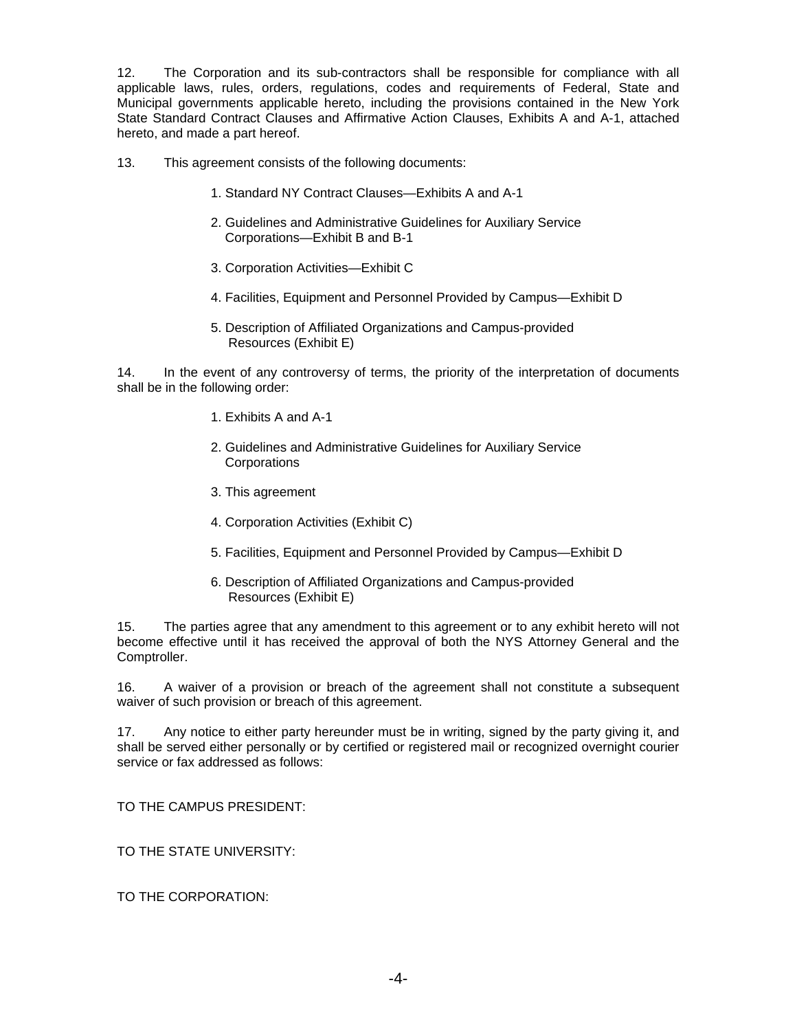12. The Corporation and its sub-contractors shall be responsible for compliance with all applicable laws, rules, orders, regulations, codes and requirements of Federal, State and Municipal governments applicable hereto, including the provisions contained in the New York State Standard Contract Clauses and Affirmative Action Clauses, Exhibits A and A-1, attached hereto, and made a part hereof.

13. This agreement consists of the following documents:

1. Standard NY Contract Clauses—Exhibits A and A-1
2. Guidelines and Administrative Guidelines for Auxiliary Service Corporations—Exhibit B and B-1
3. Corporation Activities—Exhibit C
4. Facilities, Equipment and Personnel Provided by Campus—Exhibit D
5. Description of Affiliated Organizations and Campus-provided Resources (Exhibit E)

14. In the event of any controversy of terms, the priority of the interpretation of documents shall be in the following order:

1. Exhibits A and A-1
2. Guidelines and Administrative Guidelines for Auxiliary Service Corporations
3. This agreement
4. Corporation Activities (Exhibit C)
5. Facilities, Equipment and Personnel Provided by Campus—Exhibit D
6. Description of Affiliated Organizations and Campus-provided Resources (Exhibit E)

15. The parties agree that any amendment to this agreement or to any exhibit hereto will not become effective until it has received the approval of both the NYS Attorney General and the Comptroller.

16. A waiver of a provision or breach of the agreement shall not constitute a subsequent waiver of such provision or breach of this agreement.

17. Any notice to either party hereunder must be in writing, signed by the party giving it, and shall be served either personally or by certified or registered mail or recognized overnight courier service or fax addressed as follows:

TO THE CAMPUS PRESIDENT:

TO THE STATE UNIVERSITY:

TO THE CORPORATION: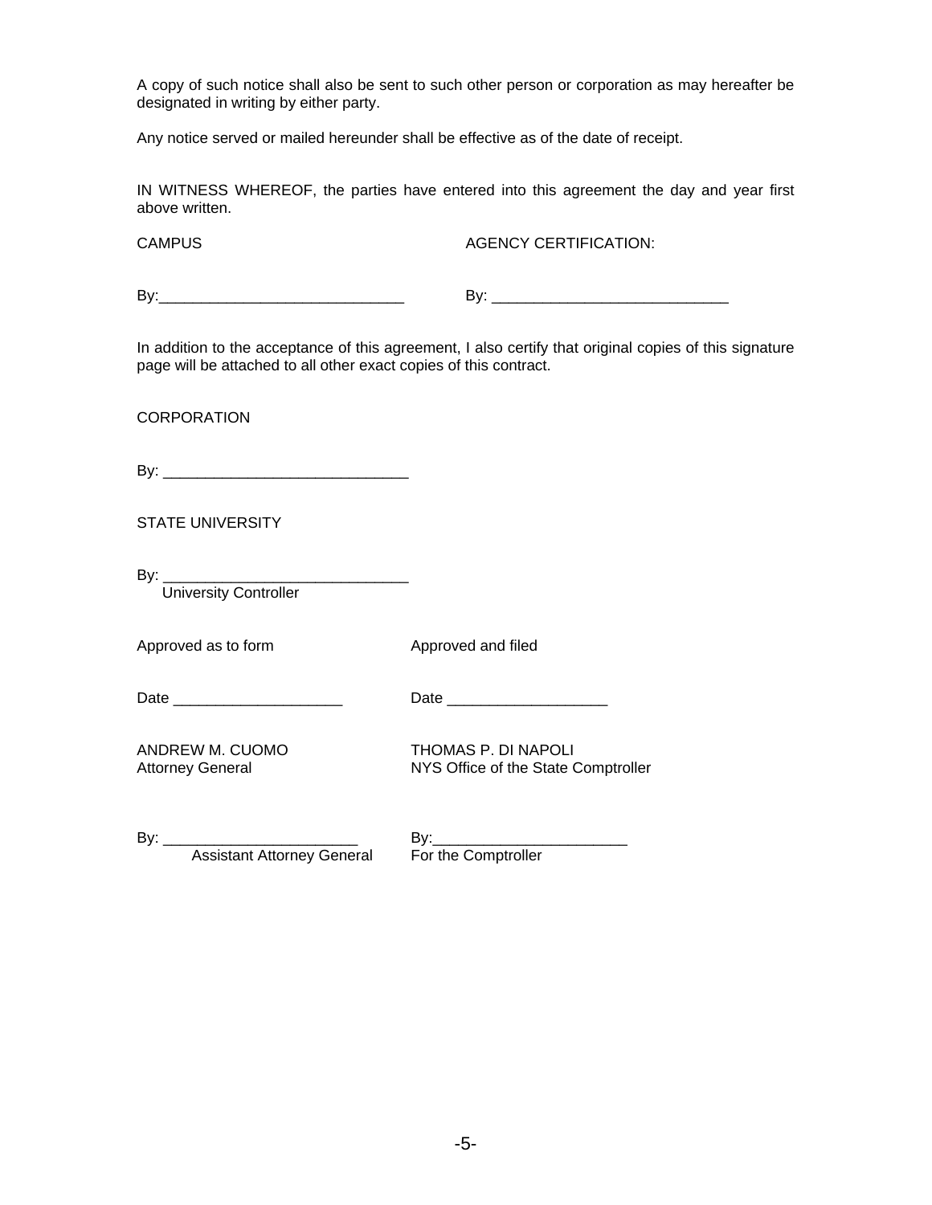A copy of such notice shall also be sent to such other person or corporation as may hereafter be designated in writing by either party.

Any notice served or mailed hereunder shall be effective as of the date of receipt.

IN WITNESS WHEREOF, the parties have entered into this agreement the day and year first above written.

| CAMPUS | AGENCY CERTIFICATION: |
|---|---|
| By:_____________________________ | By: ____________________________ |

In addition to the acceptance of this agreement, I also certify that original copies of this signature page will be attached to all other exact copies of this contract.

CORPORATION

By: _____________________________

STATE UNIVERSITY

By: _____________________________
University Controller

| Approved as to form | Approved and filed |
|---|---|
| Date ____________________ | Date ___________________ |
| ANDREW M. CUOMO<br>Attorney General | THOMAS P. DI NAPOLI<br>NYS Office of the State Comptroller |
| By: _______________________<br>Assistant Attorney General | By:_______________________<br>For the Comptroller |